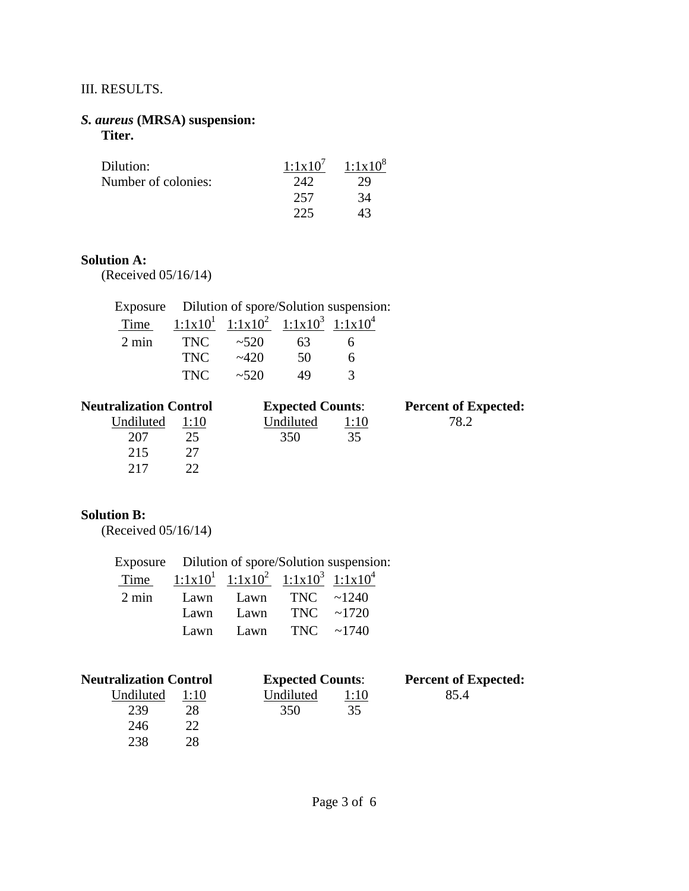III. RESULTS.

***S. aureus*** **(MRSA) suspension:**

**Titer.**

| Dilution: | $1:1x10^7$ | $1:1x10^8$ |
|---|---|---|
| Number of colonies: | 242 | 29 |
| | 257 | 34 |
| | 225 | 43 |

**Solution A:**

(Received 05/16/14)

| Exposure Time | Dilution of spore/Solution suspension: $1:1x10^1$ | $1:1x10^2$ | $1:1x10^3$ | $1:1x10^4$ |
|---|---|---|---|---|
| 2 min | TNC | ~520 | 63 | 6 |
| | TNC | ~420 | 50 | 6 |
| | TNC | ~520 | 49 | 3 |

| Neutralization Control | | Expected Counts: | | Percent of Expected: |
|---|---|---|---|---|
| Undiluted | 1:10 | Undiluted | 1:10 | |
| 207 | 25 | 350 | 35 | 78.2 |
| 215 | 27 | | | |
| 217 | 22 | | | |

**Solution B:**

(Received 05/16/14)

| Exposure Time | Dilution of spore/Solution suspension: $1:1x10^1$ | $1:1x10^2$ | $1:1x10^3$ | $1:1x10^4$ |
|---|---|---|---|---|
| 2 min | Lawn | Lawn | TNC | ~1240 |
| | Lawn | Lawn | TNC | ~1720 |
| | Lawn | Lawn | TNC | ~1740 |

| Neutralization Control | | Expected Counts: | | Percent of Expected: |
|---|---|---|---|---|
| Undiluted | 1:10 | Undiluted | 1:10 | |
| 239 | 28 | 350 | 35 | 85.4 |
| 246 | 22 | | | |
| 238 | 28 | | | |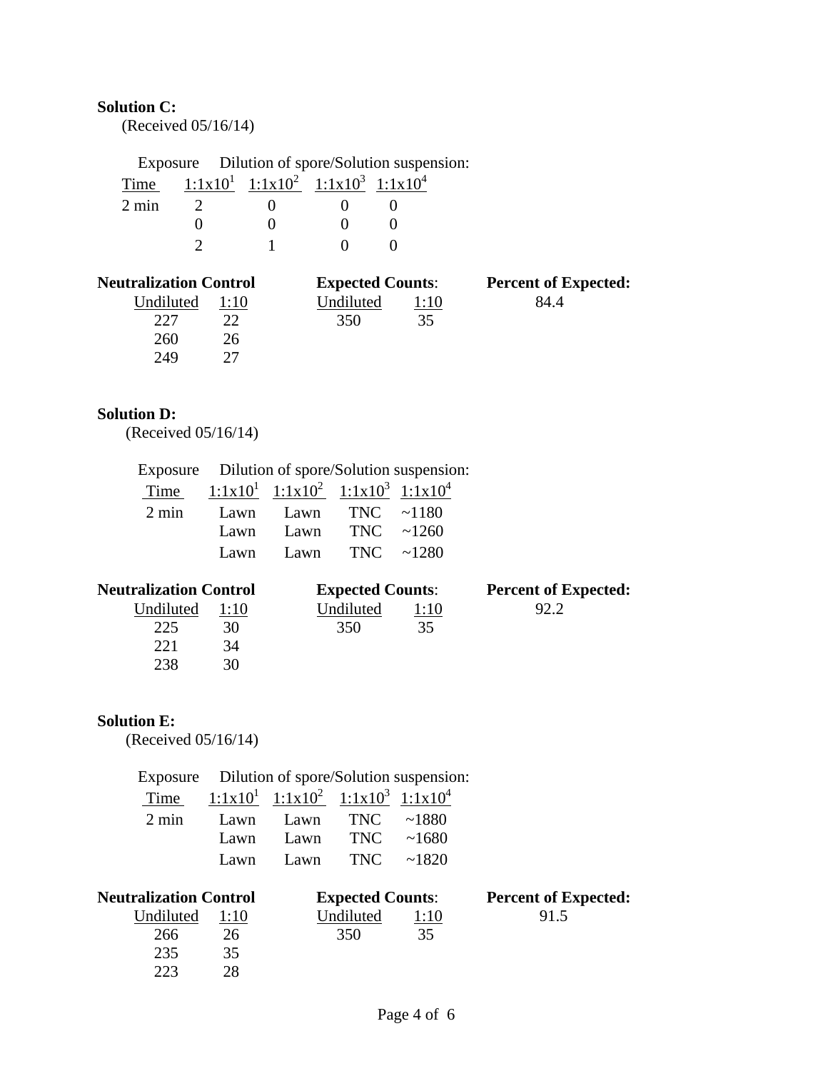**Solution C:**
(Received 05/16/14)

| Exposure Time | Dilution of spore/Solution suspension: $1:1x10^1$ | $1:1x10^2$ | $1:1x10^3$ | $1:1x10^4$ |
|---|---|---|---|---|
| 2 min | 2 | 0 | 0 | 0 |
| | 0 | 0 | 0 | 0 |
| | 2 | 1 | 0 | 0 |

| **Neutralization Control** | | **Expected Counts**: | | **Percent of Expected:** |
|---|---|---|---|---|
| Undiluted | 1:10 | Undiluted | 1:10 | 84.4 |
| 227 | 22 | 350 | 35 | |
| 260 | 26 | | | |
| 249 | 27 | | | |

**Solution D:**
(Received 05/16/14)

| Exposure Time | Dilution of spore/Solution suspension: $1:1x10^1$ | $1:1x10^2$ | $1:1x10^3$ | $1:1x10^4$ |
|---|---|---|---|---|
| 2 min | Lawn | Lawn | TNC | ~1180 |
| | Lawn | Lawn | TNC | ~1260 |
| | Lawn | Lawn | TNC | ~1280 |

| **Neutralization Control** | | **Expected Counts**: | | **Percent of Expected:** |
|---|---|---|---|---|
| Undiluted | 1:10 | Undiluted | 1:10 | 92.2 |
| 225 | 30 | 350 | 35 | |
| 221 | 34 | | | |
| 238 | 30 | | | |

**Solution E:**
(Received 05/16/14)

| Exposure Time | Dilution of spore/Solution suspension: $1:1x10^1$ | $1:1x10^2$ | $1:1x10^3$ | $1:1x10^4$ |
|---|---|---|---|---|
| 2 min | Lawn | Lawn | TNC | ~1880 |
| | Lawn | Lawn | TNC | ~1680 |
| | Lawn | Lawn | TNC | ~1820 |

| **Neutralization Control** | | **Expected Counts**: | | **Percent of Expected:** |
|---|---|---|---|---|
| Undiluted | 1:10 | Undiluted | 1:10 | 91.5 |
| 266 | 26 | 350 | 35 | |
| 235 | 35 | | | |
| 223 | 28 | | | |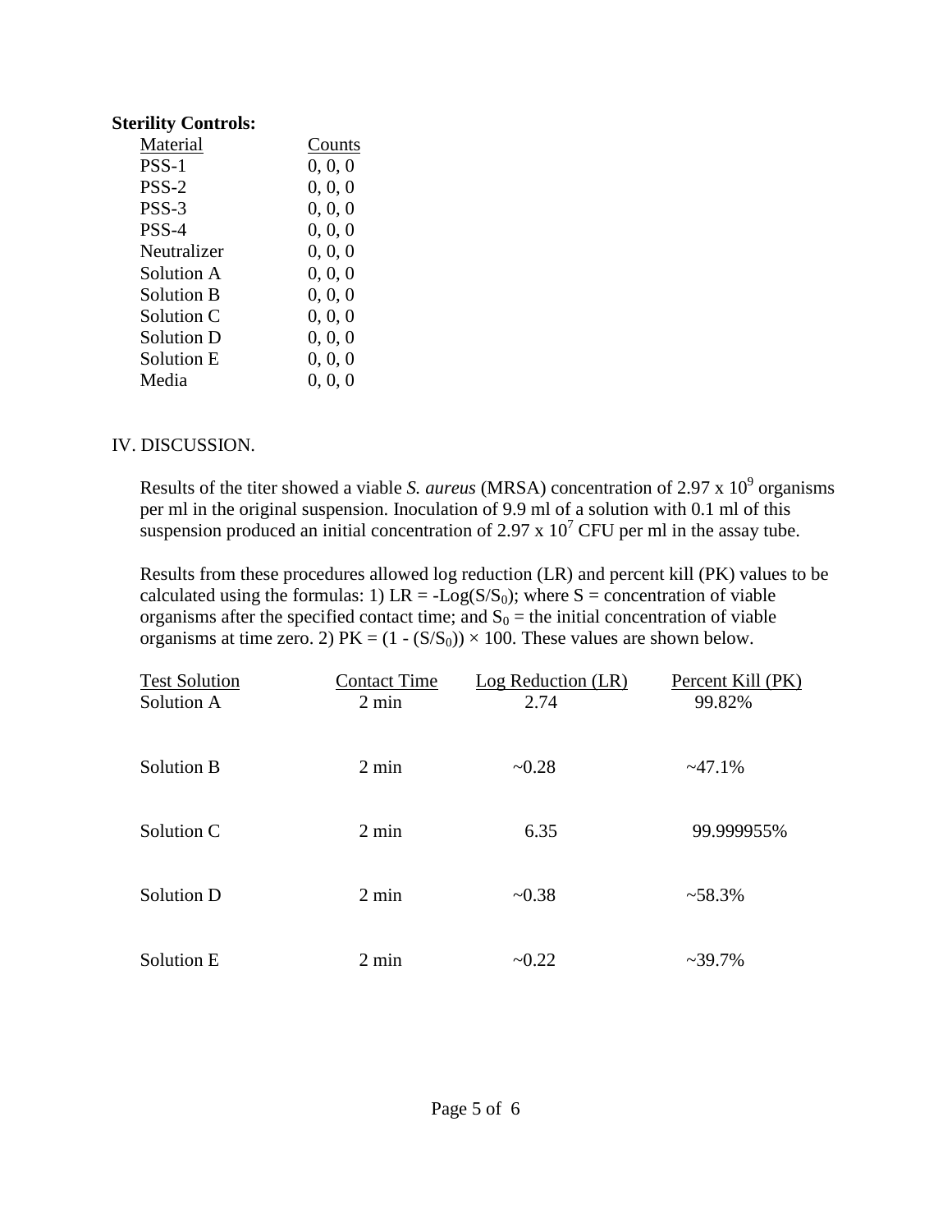**Sterility Controls:**

| Material | Counts |
|---|---|
| PSS-1 | 0, 0, 0 |
| PSS-2 | 0, 0, 0 |
| PSS-3 | 0, 0, 0 |
| PSS-4 | 0, 0, 0 |
| Neutralizer | 0, 0, 0 |
| Solution A | 0, 0, 0 |
| Solution B | 0, 0, 0 |
| Solution C | 0, 0, 0 |
| Solution D | 0, 0, 0 |
| Solution E | 0, 0, 0 |
| Media | 0, 0, 0 |

IV. DISCUSSION.

Results of the titer showed a viable *S. aureus* (MRSA) concentration of $2.97 \times 10^9$ organisms per ml in the original suspension. Inoculation of 9.9 ml of a solution with 0.1 ml of this suspension produced an initial concentration of $2.97 \times 10^7$ CFU per ml in the assay tube.

Results from these procedures allowed log reduction (LR) and percent kill (PK) values to be calculated using the formulas: 1) $LR = -Log(S/S_0)$; where S = concentration of viable organisms after the specified contact time; and $S_0$ = the initial concentration of viable organisms at time zero. 2) $PK = (1 - (S/S_0)) \times 100$. These values are shown below.

| Test Solution | Contact Time | Log Reduction (LR) | Percent Kill (PK) |
|---|---|---|---|
| Solution A | 2 min | 2.74 | 99.82% |
| Solution B | 2 min | ~0.28 | ~47.1% |
| Solution C | 2 min | 6.35 | 99.999955% |
| Solution D | 2 min | ~0.38 | ~58.3% |
| Solution E | 2 min | ~0.22 | ~39.7% |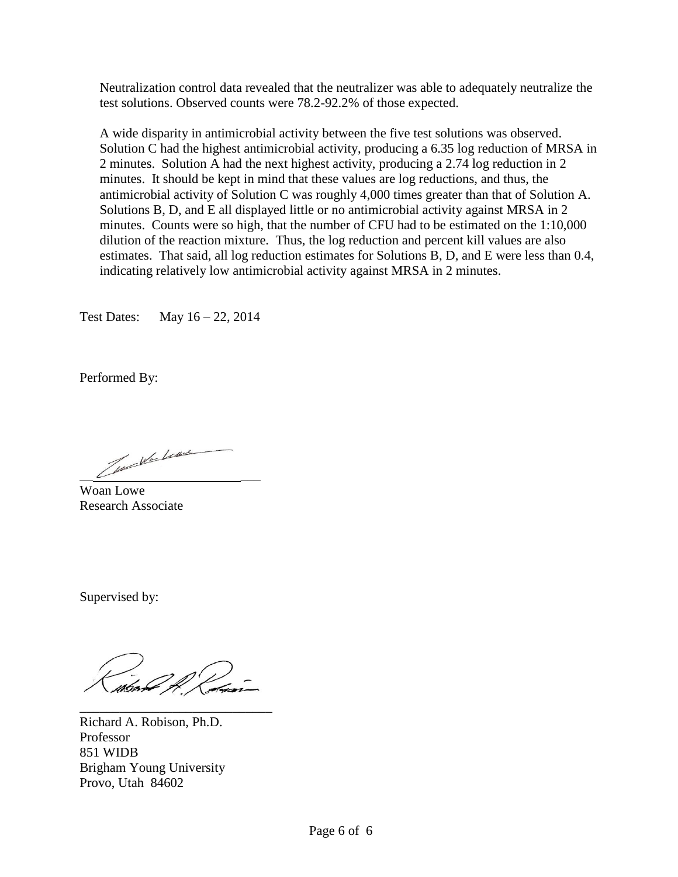Neutralization control data revealed that the neutralizer was able to adequately neutralize the test solutions. Observed counts were 78.2-92.2% of those expected.

A wide disparity in antimicrobial activity between the five test solutions was observed. Solution C had the highest antimicrobial activity, producing a 6.35 log reduction of MRSA in 2 minutes. Solution A had the next highest activity, producing a 2.74 log reduction in 2 minutes. It should be kept in mind that these values are log reductions, and thus, the antimicrobial activity of Solution C was roughly 4,000 times greater than that of Solution A. Solutions B, D, and E all displayed little or no antimicrobial activity against MRSA in 2 minutes. Counts were so high, that the number of CFU had to be estimated on the 1:10,000 dilution of the reaction mixture. Thus, the log reduction and percent kill values are also estimates. That said, all log reduction estimates for Solutions B, D, and E were less than 0.4, indicating relatively low antimicrobial activity against MRSA in 2 minutes.

Test Dates: May 16 – 22, 2014

Performed By:

Woan Lowe
Research Associate

Supervised by:

Richard A. Robison, Ph.D.
Professor
851 WIDB
Brigham Young University
Provo, Utah 84602